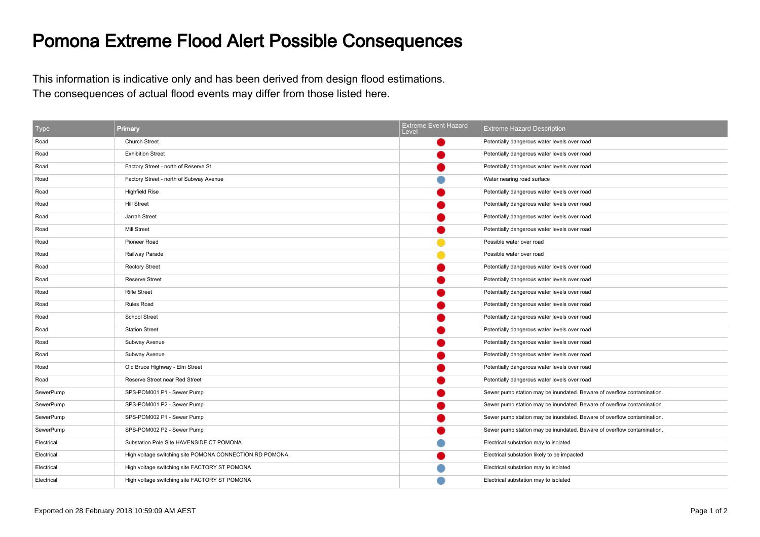# Pomona Extreme Flood Alert Possible Consequences

This information is indicative only and has been derived from design flood estimations.
The consequences of actual flood events may differ from those listed here.

| Type | Primary | Extreme Event Hazard Level | Extreme Hazard Description |
|---|---|---|---|
| Road | Church Street | 🔴 | Potentially dangerous water levels over road |
| Road | Exhibition Street | 🔴 | Potentially dangerous water levels over road |
| Road | Factory Street - north of Reserve St | 🔴 | Potentially dangerous water levels over road |
| Road | Factory Street - north of Subway Avenue | 🔵 | Water nearing road surface |
| Road | Highfield Rise | 🔴 | Potentially dangerous water levels over road |
| Road | Hill Street | 🔴 | Potentially dangerous water levels over road |
| Road | Jarrah Street | 🔴 | Potentially dangerous water levels over road |
| Road | Mill Street | 🔴 | Potentially dangerous water levels over road |
| Road | Pioneer Road | 🟡 | Possible water over road |
| Road | Railway Parade | 🟡 | Possible water over road |
| Road | Rectory Street | 🔴 | Potentially dangerous water levels over road |
| Road | Reserve Street | 🔴 | Potentially dangerous water levels over road |
| Road | Rifle Street | 🔴 | Potentially dangerous water levels over road |
| Road | Rules Road | 🔴 | Potentially dangerous water levels over road |
| Road | School Street | 🔴 | Potentially dangerous water levels over road |
| Road | Station Street | 🔴 | Potentially dangerous water levels over road |
| Road | Subway Avenue | 🔴 | Potentially dangerous water levels over road |
| Road | Subway Avenue | 🔴 | Potentially dangerous water levels over road |
| Road | Old Bruce Highway - Elm Street | 🔴 | Potentially dangerous water levels over road |
| Road | Reserve Street near Red Street | 🔴 | Potentially dangerous water levels over road |
| SewerPump | SPS-POM001 P1 - Sewer Pump | 🔴 | Sewer pump station may be inundated. Beware of overflow contamination. |
| SewerPump | SPS-POM001 P2 - Sewer Pump | 🔴 | Sewer pump station may be inundated. Beware of overflow contamination. |
| SewerPump | SPS-POM002 P1 - Sewer Pump | 🔴 | Sewer pump station may be inundated. Beware of overflow contamination. |
| SewerPump | SPS-POM002 P2 - Sewer Pump | 🔴 | Sewer pump station may be inundated. Beware of overflow contamination. |
| Electrical | Substation Pole Site HAVENSIDE CT POMONA | 🔵 | Electrical substation may to isolated |
| Electrical | High voltage switching site POMONA CONNECTION RD POMONA | 🔴 | Electrical substation likely to be impacted |
| Electrical | High voltage switching site FACTORY ST POMONA | 🔵 | Electrical substation may to isolated |
| Electrical | High voltage switching site FACTORY ST POMONA | 🔵 | Electrical substation may to isolated |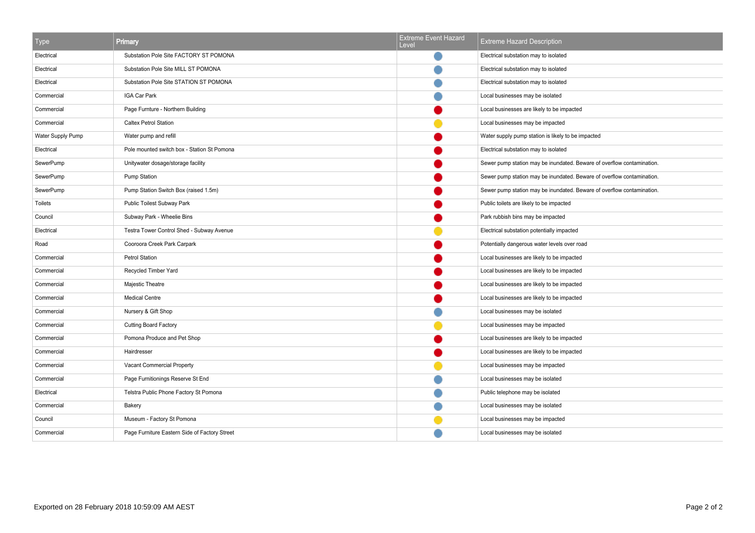| Type | Primary | Extreme Event Hazard Level | Extreme Hazard Description |
|---|---|---|---|
| Electrical | Substation Pole Site FACTORY ST POMONA | 🔵 | Electrical substation may to isolated |
| Electrical | Substation Pole Site MILL ST POMONA | 🔵 | Electrical substation may to isolated |
| Electrical | Substation Pole Site STATION ST POMONA | 🔵 | Electrical substation may to isolated |
| Commercial | IGA Car Park | 🔵 | Local businesses may be isolated |
| Commercial | Page Furnture - Northern Building | 🔴 | Local businesses are likely to be impacted |
| Commercial | Caltex Petrol Station | 🟡 | Local businesses may be impacted |
| Water Supply Pump | Water pump and refill | 🔴 | Water supply pump station is likely to be impacted |
| Electrical | Pole mounted switch box - Station St Pomona | 🔴 | Electrical substation may to isolated |
| SewerPump | Unitywater dosage/storage facility | 🔴 | Sewer pump station may be inundated. Beware of overflow contamination. |
| SewerPump | Pump Station | 🔴 | Sewer pump station may be inundated. Beware of overflow contamination. |
| SewerPump | Pump Station Switch Box (raised 1.5m) | 🔴 | Sewer pump station may be inundated. Beware of overflow contamination. |
| Toilets | Public Toilest Subway Park | 🔴 | Public toilets are likely to be impacted |
| Council | Subway Park - Wheelie Bins | 🔴 | Park rubbish bins may be impacted |
| Electrical | Testra Tower Control Shed - Subway Avenue | 🟡 | Electrical substation potentially impacted |
| Road | Cooroora Creek Park Carpark | 🔴 | Potentially dangerous water levels over road |
| Commercial | Petrol Station | 🔴 | Local businesses are likely to be impacted |
| Commercial | Recycled Timber Yard | 🔴 | Local businesses are likely to be impacted |
| Commercial | Majestic Theatre | 🔴 | Local businesses are likely to be impacted |
| Commercial | Medical Centre | 🔴 | Local businesses are likely to be impacted |
| Commercial | Nursery & Gift Shop | 🔵 | Local businesses may be isolated |
| Commercial | Cutting Board Factory | 🟡 | Local businesses may be impacted |
| Commercial | Pomona Produce and Pet Shop | 🔴 | Local businesses are likely to be impacted |
| Commercial | Hairdresser | 🔴 | Local businesses are likely to be impacted |
| Commercial | Vacant Commercial Property | 🟡 | Local businesses may be impacted |
| Commercial | Page Furnitionings Reserve St End | 🔵 | Local businesses may be isolated |
| Electrical | Telstra Public Phone Factory St Pomona | 🔵 | Public telephone may be isolated |
| Commercial | Bakery | 🔵 | Local businesses may be isolated |
| Council | Museum - Factory St Pomona | 🟡 | Local businesses may be impacted |
| Commercial | Page Furniture Eastern Side of Factory Street | 🔵 | Local businesses may be isolated |